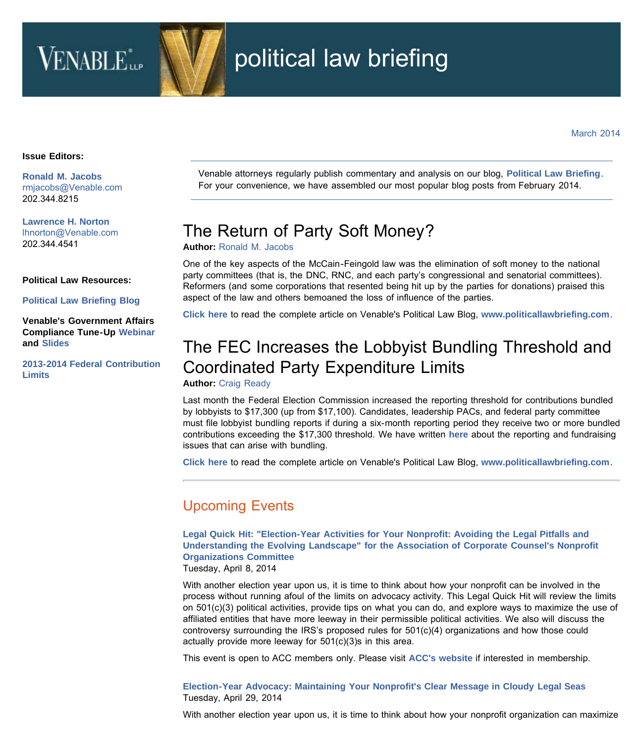# VENABLE LLP political law briefing

March 2014

**Issue Editors:**

**Ronald M. Jacobs**
rmjacobs@Venable.com
202.344.8215

**Lawrence H. Norton**
lhnorton@Venable.com
202.344.4541

**Political Law Resources:**

**Political Law Briefing Blog**

**Venable's Government Affairs Compliance Tune-Up Webinar and Slides**

**2013-2014 Federal Contribution Limits**

---

Venable attorneys regularly publish commentary and analysis on our blog, **Political Law Briefing**. For your convenience, we have assembled our most popular blog posts from February 2014.

---

## The Return of Party Soft Money?

**Author:** Ronald M. Jacobs

One of the key aspects of the McCain-Feingold law was the elimination of soft money to the national party committees (that is, the DNC, RNC, and each party's congressional and senatorial committees). Reformers (and some corporations that resented being hit up by the parties for donations) praised this aspect of the law and others bemoaned the loss of influence of the parties.

**Click here** to read the complete article on Venable's Political Law Blog, **www.politicallawbriefing.com**.

## The FEC Increases the Lobbyist Bundling Threshold and Coordinated Party Expenditure Limits

**Author:** Craig Ready

Last month the Federal Election Commission increased the reporting threshold for contributions bundled by lobbyists to $17,300 (up from $17,100). Candidates, leadership PACs, and federal party committee must file lobbyist bundling reports if during a six-month reporting period they receive two or more bundled contributions exceeding the $17,300 threshold. We have written **here** about the reporting and fundraising issues that can arise with bundling.

**Click here** to read the complete article on Venable's Political Law Blog, **www.politicallawbriefing.com**.

---

## Upcoming Events

**Legal Quick Hit: "Election-Year Activities for Your Nonprofit: Avoiding the Legal Pitfalls and Understanding the Evolving Landscape" for the Association of Corporate Counsel's Nonprofit Organizations Committee**
Tuesday, April 8, 2014

With another election year upon us, it is time to think about how your nonprofit can be involved in the process without running afoul of the limits on advocacy activity. This Legal Quick Hit will review the limits on 501(c)(3) political activities, provide tips on what you can do, and explore ways to maximize the use of affiliated entities that have more leeway in their permissible political activities. We also will discuss the controversy surrounding the IRS's proposed rules for 501(c)(4) organizations and how those could actually provide more leeway for 501(c)(3)s in this area.

This event is open to ACC members only. Please visit **ACC's website** if interested in membership.

**Election-Year Advocacy: Maintaining Your Nonprofit's Clear Message in Cloudy Legal Seas**
Tuesday, April 29, 2014

With another election year upon us, it is time to think about how your nonprofit organization can maximize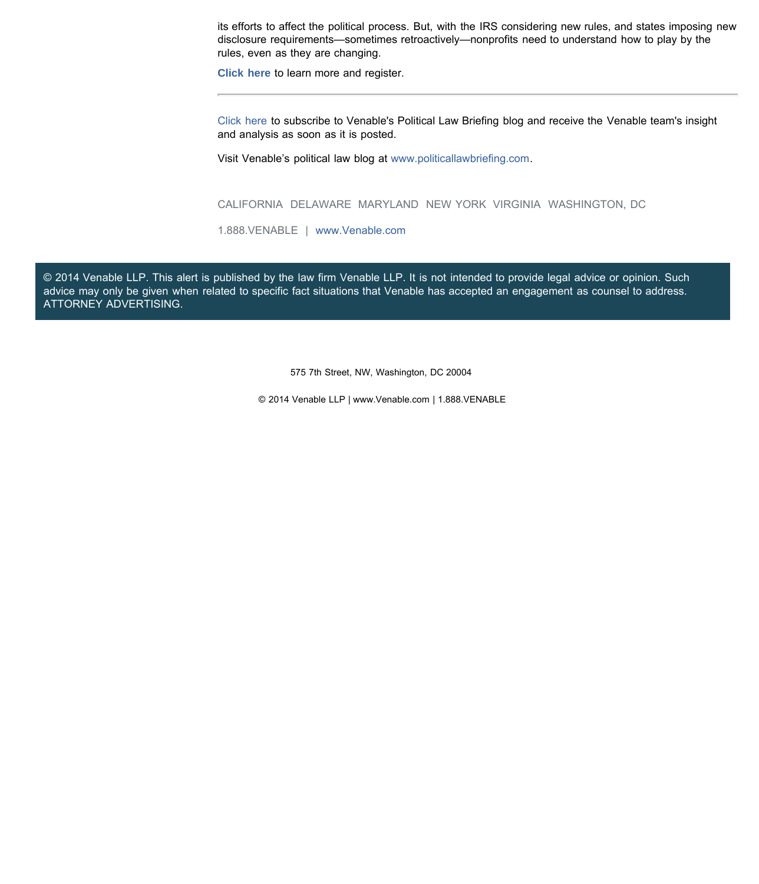its efforts to affect the political process. But, with the IRS considering new rules, and states imposing new disclosure requirements—sometimes retroactively—nonprofits need to understand how to play by the rules, even as they are changing.

**Click here** to learn more and register.

---

Click here to subscribe to Venable's Political Law Briefing blog and receive the Venable team's insight and analysis as soon as it is posted.

Visit Venable's political law blog at www.politicallawbriefing.com.

CALIFORNIA DELAWARE MARYLAND NEW YORK VIRGINIA WASHINGTON, DC

1.888.VENABLE | www.Venable.com

© 2014 Venable LLP. This alert is published by the law firm Venable LLP. It is not intended to provide legal advice or opinion. Such advice may only be given when related to specific fact situations that Venable has accepted an engagement as counsel to address. ATTORNEY ADVERTISING.

575 7th Street, NW, Washington, DC 20004

© 2014 Venable LLP | www.Venable.com | 1.888.VENABLE